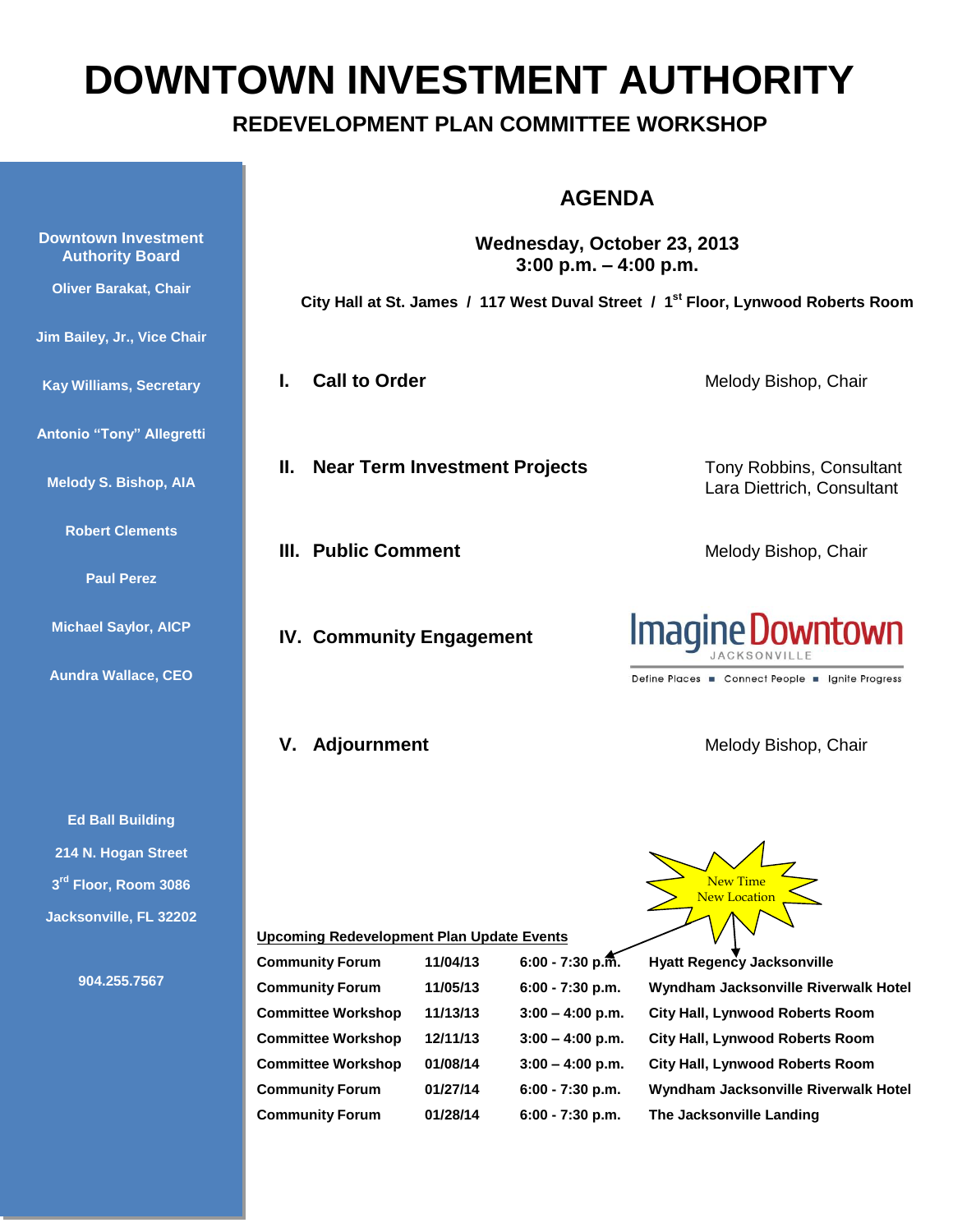# DOWNTOWN INVESTMENT AUTHORITY

## REDEVELOPMENT PLAN COMMITTEE WORKSHOP

**Downtown Investment Authority Board**

**Oliver Barakat, Chair**

**Jim Bailey, Jr., Vice Chair**

**Kay Williams, Secretary**

**Antonio "Tony" Allegretti**

**Melody S. Bishop, AIA**

**Robert Clements**

**Paul Perez**

**Michael Saylor, AICP**

**Aundra Wallace, CEO**

**Ed Ball Building**

**214 N. Hogan Street**

**3rd Floor, Room 3086**

**Jacksonville, FL 32202**

**904.255.7567**

## AGENDA

**Wednesday, October 23, 2013**
**3:00 p.m. – 4:00 p.m.**

**City Hall at St. James / 117 West Duval Street / 1st Floor, Lynwood Roberts Room**

**I. Call to Order** — Melody Bishop, Chair

**II. Near Term Investment Projects** — Tony Robbins, Consultant; Lara Diettrich, Consultant

**III. Public Comment** — Melody Bishop, Chair

**IV. Community Engagement** — Imagine Downtown JACKSONVILLE — Define Places ■ Connect People ■ Ignite Progress

**V. Adjournment** — Melody Bishop, Chair

New Time
New Location

**Upcoming Redevelopment Plan Update Events**

| | | | |
|---|---|---|---|
| Community Forum | 11/04/13 | 6:00 - 7:30 p.m. | Hyatt Regency Jacksonville |
| Community Forum | 11/05/13 | 6:00 - 7:30 p.m. | Wyndham Jacksonville Riverwalk Hotel |
| Committee Workshop | 11/13/13 | 3:00 – 4:00 p.m. | City Hall, Lynwood Roberts Room |
| Committee Workshop | 12/11/13 | 3:00 – 4:00 p.m. | City Hall, Lynwood Roberts Room |
| Committee Workshop | 01/08/14 | 3:00 – 4:00 p.m. | City Hall, Lynwood Roberts Room |
| Community Forum | 01/27/14 | 6:00 - 7:30 p.m. | Wyndham Jacksonville Riverwalk Hotel |
| Community Forum | 01/28/14 | 6:00 - 7:30 p.m. | The Jacksonville Landing |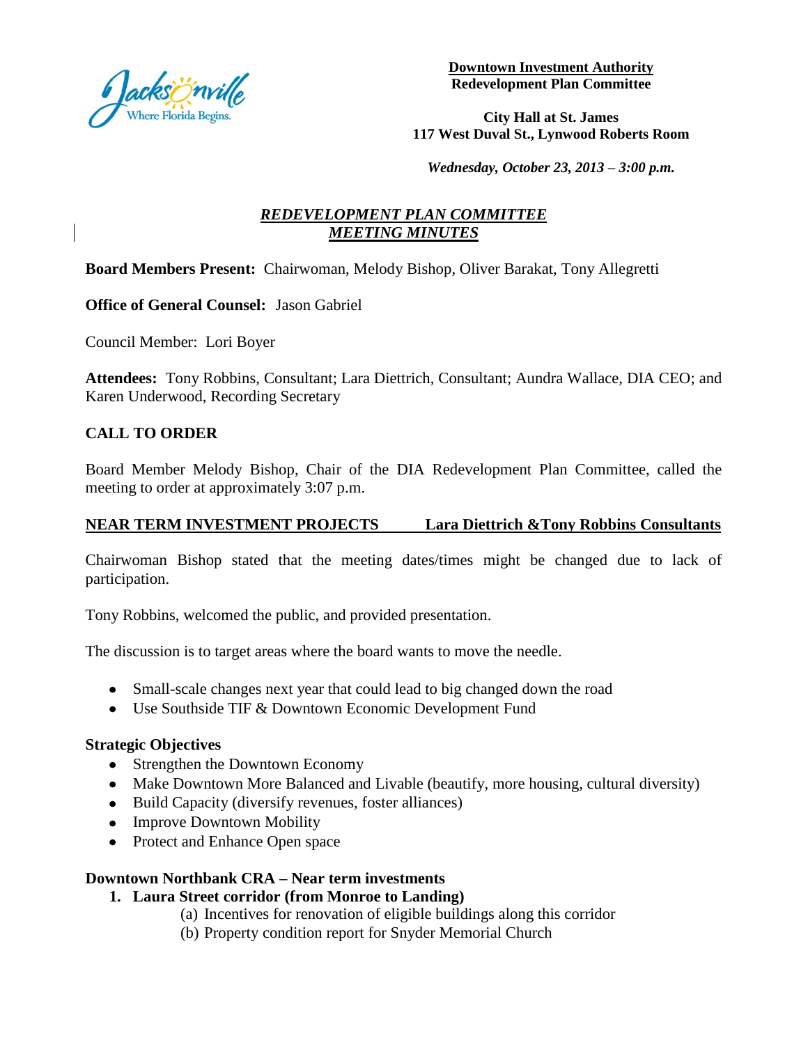**Downtown Investment Authority**
**Redevelopment Plan Committee**

**City Hall at St. James**
**117 West Duval St., Lynwood Roberts Room**

***Wednesday, October 23, 2013 – 3:00 p.m.***

## ***REDEVELOPMENT PLAN COMMITTEE MEETING MINUTES***

**Board Members Present:** Chairwoman, Melody Bishop, Oliver Barakat, Tony Allegretti

**Office of General Counsel:** Jason Gabriel

Council Member: Lori Boyer

**Attendees:** Tony Robbins, Consultant; Lara Diettrich, Consultant; Aundra Wallace, DIA CEO; and Karen Underwood, Recording Secretary

### CALL TO ORDER

Board Member Melody Bishop, Chair of the DIA Redevelopment Plan Committee, called the meeting to order at approximately 3:07 p.m.

### NEAR TERM INVESTMENT PROJECTS Lara Diettrich &Tony Robbins Consultants

Chairwoman Bishop stated that the meeting dates/times might be changed due to lack of participation.

Tony Robbins, welcomed the public, and provided presentation.

The discussion is to target areas where the board wants to move the needle.

- Small-scale changes next year that could lead to big changed down the road
- Use Southside TIF & Downtown Economic Development Fund

**Strategic Objectives**

- Strengthen the Downtown Economy
- Make Downtown More Balanced and Livable (beautify, more housing, cultural diversity)
- Build Capacity (diversify revenues, foster alliances)
- Improve Downtown Mobility
- Protect and Enhance Open space

**Downtown Northbank CRA – Near term investments**

1. **Laura Street corridor (from Monroe to Landing)**
   (a) Incentives for renovation of eligible buildings along this corridor
   (b) Property condition report for Snyder Memorial Church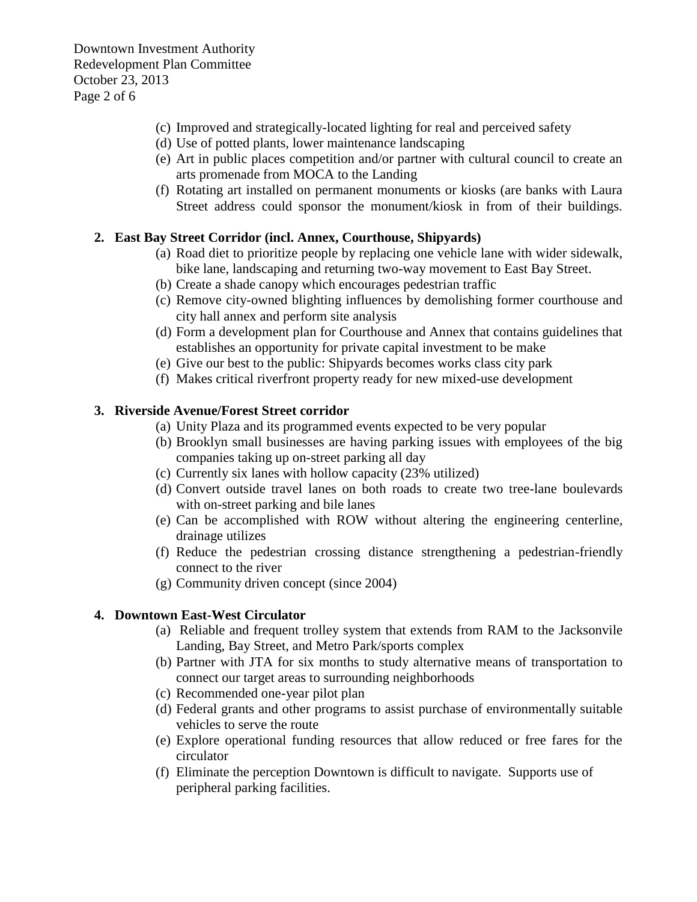- (c) Improved and strategically-located lighting for real and perceived safety
- (d) Use of potted plants, lower maintenance landscaping
- (e) Art in public places competition and/or partner with cultural council to create an arts promenade from MOCA to the Landing
- (f) Rotating art installed on permanent monuments or kiosks (are banks with Laura Street address could sponsor the monument/kiosk in from of their buildings.

**2. East Bay Street Corridor (incl. Annex, Courthouse, Shipyards)**

- (a) Road diet to prioritize people by replacing one vehicle lane with wider sidewalk, bike lane, landscaping and returning two-way movement to East Bay Street.
- (b) Create a shade canopy which encourages pedestrian traffic
- (c) Remove city-owned blighting influences by demolishing former courthouse and city hall annex and perform site analysis
- (d) Form a development plan for Courthouse and Annex that contains guidelines that establishes an opportunity for private capital investment to be make
- (e) Give our best to the public: Shipyards becomes works class city park
- (f) Makes critical riverfront property ready for new mixed-use development

**3. Riverside Avenue/Forest Street corridor**

- (a) Unity Plaza and its programmed events expected to be very popular
- (b) Brooklyn small businesses are having parking issues with employees of the big companies taking up on-street parking all day
- (c) Currently six lanes with hollow capacity (23% utilized)
- (d) Convert outside travel lanes on both roads to create two tree-lane boulevards with on-street parking and bile lanes
- (e) Can be accomplished with ROW without altering the engineering centerline, drainage utilizes
- (f) Reduce the pedestrian crossing distance strengthening a pedestrian-friendly connect to the river
- (g) Community driven concept (since 2004)

**4. Downtown East-West Circulator**

- (a) Reliable and frequent trolley system that extends from RAM to the Jacksonvile Landing, Bay Street, and Metro Park/sports complex
- (b) Partner with JTA for six months to study alternative means of transportation to connect our target areas to surrounding neighborhoods
- (c) Recommended one-year pilot plan
- (d) Federal grants and other programs to assist purchase of environmentally suitable vehicles to serve the route
- (e) Explore operational funding resources that allow reduced or free fares for the circulator
- (f) Eliminate the perception Downtown is difficult to navigate. Supports use of peripheral parking facilities.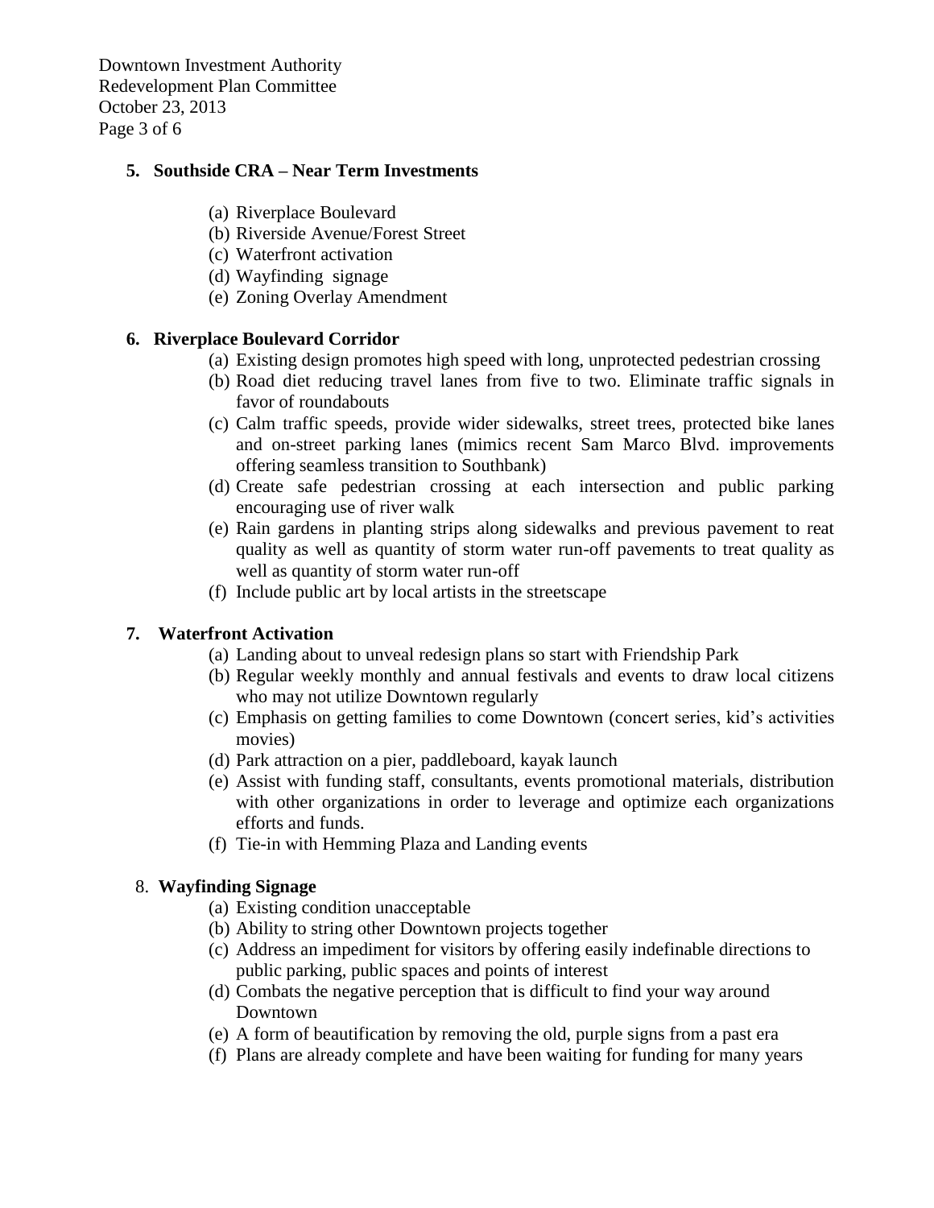**5. Southside CRA – Near Term Investments**

(a) Riverplace Boulevard
(b) Riverside Avenue/Forest Street
(c) Waterfront activation
(d) Wayfinding signage
(e) Zoning Overlay Amendment

**6. Riverplace Boulevard Corridor**

(a) Existing design promotes high speed with long, unprotected pedestrian crossing
(b) Road diet reducing travel lanes from five to two. Eliminate traffic signals in favor of roundabouts
(c) Calm traffic speeds, provide wider sidewalks, street trees, protected bike lanes and on-street parking lanes (mimics recent Sam Marco Blvd. improvements offering seamless transition to Southbank)
(d) Create safe pedestrian crossing at each intersection and public parking encouraging use of river walk
(e) Rain gardens in planting strips along sidewalks and previous pavement to reat quality as well as quantity of storm water run-off pavements to treat quality as well as quantity of storm water run-off
(f) Include public art by local artists in the streetscape

**7. Waterfront Activation**

(a) Landing about to unveal redesign plans so start with Friendship Park
(b) Regular weekly monthly and annual festivals and events to draw local citizens who may not utilize Downtown regularly
(c) Emphasis on getting families to come Downtown (concert series, kid's activities movies)
(d) Park attraction on a pier, paddleboard, kayak launch
(e) Assist with funding staff, consultants, events promotional materials, distribution with other organizations in order to leverage and optimize each organizations efforts and funds.
(f) Tie-in with Hemming Plaza and Landing events

8. **Wayfinding Signage**

(a) Existing condition unacceptable
(b) Ability to string other Downtown projects together
(c) Address an impediment for visitors by offering easily indefinable directions to public parking, public spaces and points of interest
(d) Combats the negative perception that is difficult to find your way around Downtown
(e) A form of beautification by removing the old, purple signs from a past era
(f) Plans are already complete and have been waiting for funding for many years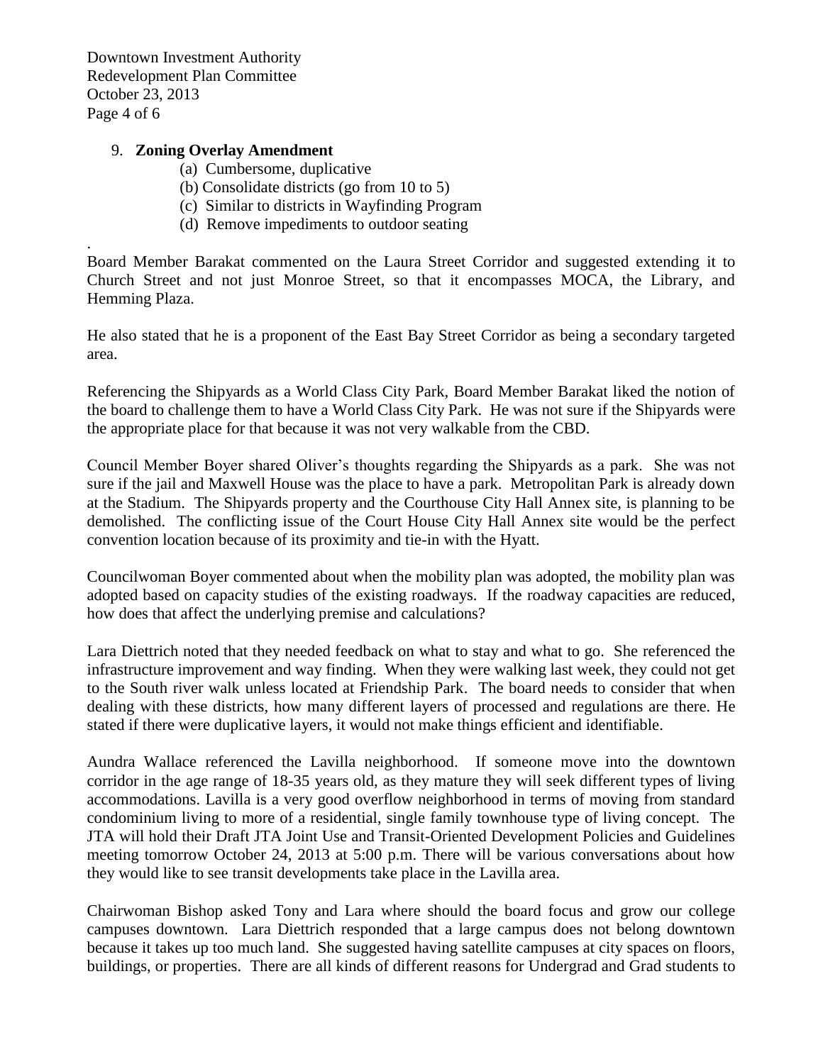9. **Zoning Overlay Amendment**
   (a) Cumbersome, duplicative
   (b) Consolidate districts (go from 10 to 5)
   (c) Similar to districts in Wayfinding Program
   (d) Remove impediments to outdoor seating

.
Board Member Barakat commented on the Laura Street Corridor and suggested extending it to Church Street and not just Monroe Street, so that it encompasses MOCA, the Library, and Hemming Plaza.

He also stated that he is a proponent of the East Bay Street Corridor as being a secondary targeted area.

Referencing the Shipyards as a World Class City Park, Board Member Barakat liked the notion of the board to challenge them to have a World Class City Park. He was not sure if the Shipyards were the appropriate place for that because it was not very walkable from the CBD.

Council Member Boyer shared Oliver's thoughts regarding the Shipyards as a park. She was not sure if the jail and Maxwell House was the place to have a park. Metropolitan Park is already down at the Stadium. The Shipyards property and the Courthouse City Hall Annex site, is planning to be demolished. The conflicting issue of the Court House City Hall Annex site would be the perfect convention location because of its proximity and tie-in with the Hyatt.

Councilwoman Boyer commented about when the mobility plan was adopted, the mobility plan was adopted based on capacity studies of the existing roadways. If the roadway capacities are reduced, how does that affect the underlying premise and calculations?

Lara Diettrich noted that they needed feedback on what to stay and what to go. She referenced the infrastructure improvement and way finding. When they were walking last week, they could not get to the South river walk unless located at Friendship Park. The board needs to consider that when dealing with these districts, how many different layers of processed and regulations are there. He stated if there were duplicative layers, it would not make things efficient and identifiable.

Aundra Wallace referenced the Lavilla neighborhood. If someone move into the downtown corridor in the age range of 18-35 years old, as they mature they will seek different types of living accommodations. Lavilla is a very good overflow neighborhood in terms of moving from standard condominium living to more of a residential, single family townhouse type of living concept. The JTA will hold their Draft JTA Joint Use and Transit-Oriented Development Policies and Guidelines meeting tomorrow October 24, 2013 at 5:00 p.m. There will be various conversations about how they would like to see transit developments take place in the Lavilla area.

Chairwoman Bishop asked Tony and Lara where should the board focus and grow our college campuses downtown. Lara Diettrich responded that a large campus does not belong downtown because it takes up too much land. She suggested having satellite campuses at city spaces on floors, buildings, or properties. There are all kinds of different reasons for Undergrad and Grad students to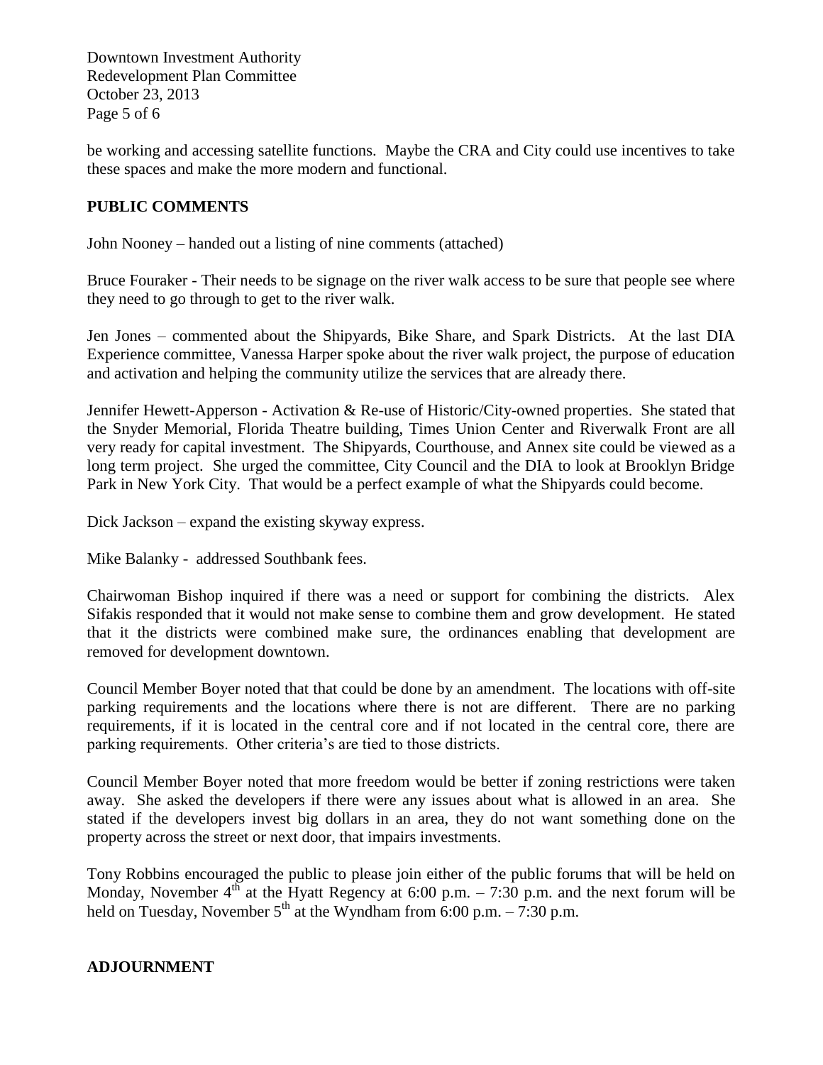be working and accessing satellite functions. Maybe the CRA and City could use incentives to take these spaces and make the more modern and functional.

## PUBLIC COMMENTS

John Nooney – handed out a listing of nine comments (attached)

Bruce Fouraker - Their needs to be signage on the river walk access to be sure that people see where they need to go through to get to the river walk.

Jen Jones – commented about the Shipyards, Bike Share, and Spark Districts. At the last DIA Experience committee, Vanessa Harper spoke about the river walk project, the purpose of education and activation and helping the community utilize the services that are already there.

Jennifer Hewett-Apperson - Activation & Re-use of Historic/City-owned properties. She stated that the Snyder Memorial, Florida Theatre building, Times Union Center and Riverwalk Front are all very ready for capital investment. The Shipyards, Courthouse, and Annex site could be viewed as a long term project. She urged the committee, City Council and the DIA to look at Brooklyn Bridge Park in New York City. That would be a perfect example of what the Shipyards could become.

Dick Jackson – expand the existing skyway express.

Mike Balanky - addressed Southbank fees.

Chairwoman Bishop inquired if there was a need or support for combining the districts. Alex Sifakis responded that it would not make sense to combine them and grow development. He stated that it the districts were combined make sure, the ordinances enabling that development are removed for development downtown.

Council Member Boyer noted that that could be done by an amendment. The locations with off-site parking requirements and the locations where there is not are different. There are no parking requirements, if it is located in the central core and if not located in the central core, there are parking requirements. Other criteria's are tied to those districts.

Council Member Boyer noted that more freedom would be better if zoning restrictions were taken away. She asked the developers if there were any issues about what is allowed in an area. She stated if the developers invest big dollars in an area, they do not want something done on the property across the street or next door, that impairs investments.

Tony Robbins encouraged the public to please join either of the public forums that will be held on Monday, November 4th at the Hyatt Regency at 6:00 p.m. – 7:30 p.m. and the next forum will be held on Tuesday, November 5th at the Wyndham from 6:00 p.m. – 7:30 p.m.

## ADJOURNMENT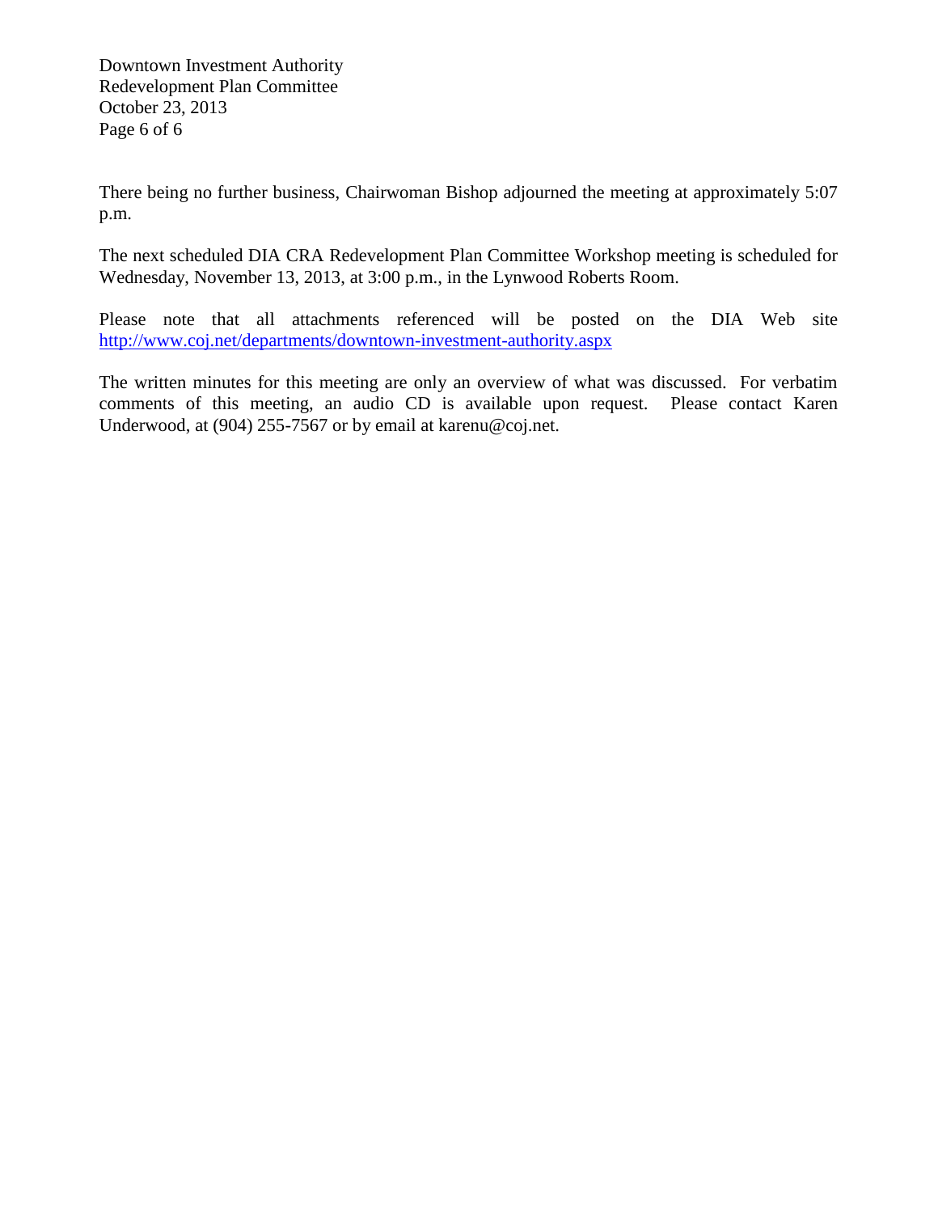There being no further business, Chairwoman Bishop adjourned the meeting at approximately 5:07 p.m.

The next scheduled DIA CRA Redevelopment Plan Committee Workshop meeting is scheduled for Wednesday, November 13, 2013, at 3:00 p.m., in the Lynwood Roberts Room.

Please note that all attachments referenced will be posted on the DIA Web site http://www.coj.net/departments/downtown-investment-authority.aspx

The written minutes for this meeting are only an overview of what was discussed. For verbatim comments of this meeting, an audio CD is available upon request. Please contact Karen Underwood, at (904) 255-7567 or by email at karenu@coj.net.